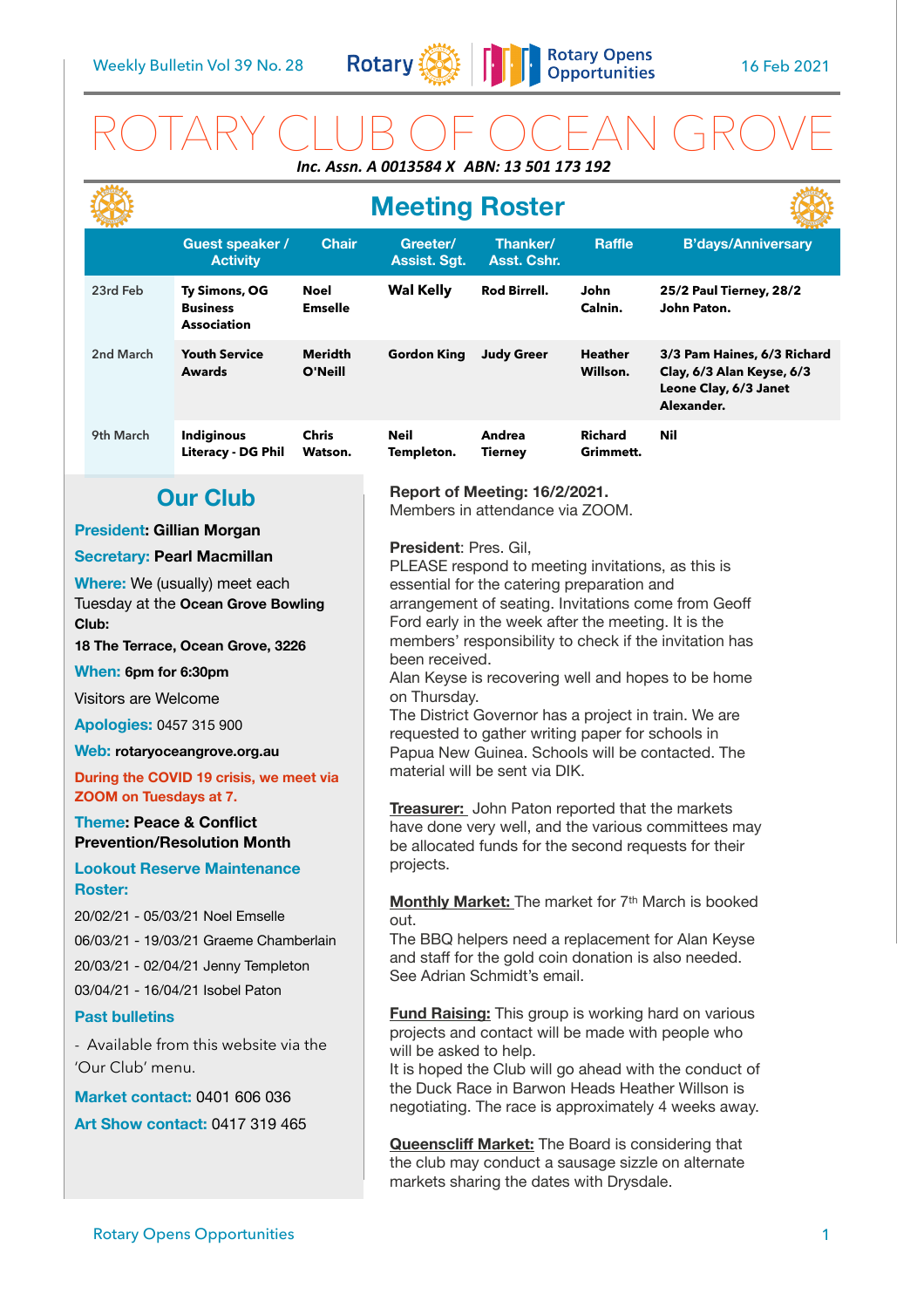Weekly Bulletin Vol 39 No. 28 — Rotary — Rotary Opens Opportunities — 16 Feb 2021

# ROTARY CLUB OF OCEAN GROVE

***Inc. Assn. A 0013584 X ABN: 13 501 173 192***

## Meeting Roster

| | Guest speaker / Activity | Chair | Greeter/ Assist. Sgt. | Thanker/ Asst. Cshr. | Raffle | B'days/Anniversary |
|---|---|---|---|---|---|---|
| 23rd Feb | Ty Simons, OG Business Association | Noel Emselle | Wal Kelly | Rod Birrell. | John Calnin. | 25/2 Paul Tierney, 28/2 John Paton. |
| 2nd March | Youth Service Awards | Meridth O'Neill | Gordon King | Judy Greer | Heather Willson. | 3/3 Pam Haines, 6/3 Richard Clay, 6/3 Alan Keyse, 6/3 Leone Clay, 6/3 Janet Alexander. |
| 9th March | Indiginous Literacy - DG Phil | Chris Watson. | Neil Templeton. | Andrea Tierney | Richard Grimmett. | Nil |

## Our Club

**President:** Gillian Morgan

**Secretary:** Pearl Macmillan

**Where:** We (usually) meet each Tuesday at the **Ocean Grove Bowling Club:**

**18 The Terrace, Ocean Grove, 3226**

**When:** 6pm for 6:30pm

Visitors are Welcome

**Apologies:** 0457 315 900

**Web:** rotaryoceangrove.org.au

**During the COVID 19 crisis, we meet via ZOOM on Tuesdays at 7.**

**Theme: Peace & Conflict Prevention/Resolution Month**

**Lookout Reserve Maintenance Roster:**

20/02/21 - 05/03/21 Noel Emselle

06/03/21 - 19/03/21 Graeme Chamberlain

20/03/21 - 02/04/21 Jenny Templeton

03/04/21 - 16/04/21 Isobel Paton

**Past bulletins**

- Available from this website via the 'Our Club' menu.

**Market contact:** 0401 606 036

**Art Show contact:** 0417 319 465

**Report of Meeting: 16/2/2021.**
Members in attendance via ZOOM.

**President**: Pres. Gil,
PLEASE respond to meeting invitations, as this is essential for the catering preparation and arrangement of seating. Invitations come from Geoff Ford early in the week after the meeting. It is the members' responsibility to check if the invitation has been received.
Alan Keyse is recovering well and hopes to be home on Thursday.
The District Governor has a project in train. We are requested to gather writing paper for schools in Papua New Guinea. Schools will be contacted. The material will be sent via DIK.

**Treasurer:** John Paton reported that the markets have done very well, and the various committees may be allocated funds for the second requests for their projects.

**Monthly Market:** The market for 7th March is booked out.
The BBQ helpers need a replacement for Alan Keyse and staff for the gold coin donation is also needed. See Adrian Schmidt's email.

**Fund Raising:** This group is working hard on various projects and contact will be made with people who will be asked to help.
It is hoped the Club will go ahead with the conduct of the Duck Race in Barwon Heads Heather Willson is negotiating. The race is approximately 4 weeks away.

**Queenscliff Market:** The Board is considering that the club may conduct a sausage sizzle on alternate markets sharing the dates with Drysdale.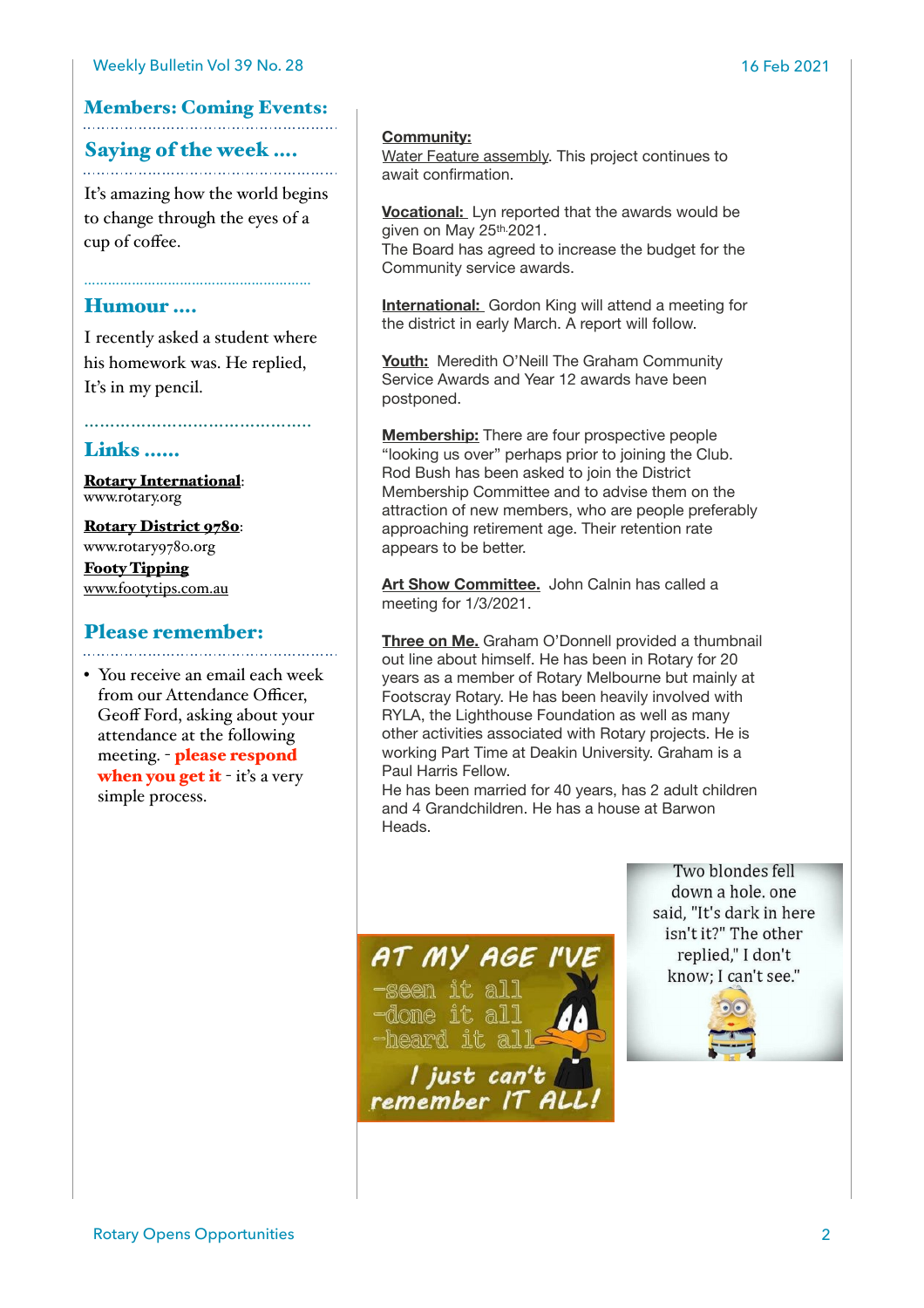## Members: Coming Events:

## Saying of the week ....

It's amazing how the world begins to change through the eyes of a cup of coffee.

## Humour ....

I recently asked a student where his homework was. He replied, It's in my pencil.

## Links ......

**Rotary International**:
www.rotary.org

**Rotary District 9780**:
www.rotary9780.org

**Footy Tipping**
www.footytips.com.au

## Please remember:

- You receive an email each week from our Attendance Officer, Geoff Ford, asking about your attendance at the following meeting. - **please respond when you get it** - it's a very simple process.

**Community:**
Water Feature assembly. This project continues to await confirmation.

**Vocational:** Lyn reported that the awards would be given on May 25th 2021.
The Board has agreed to increase the budget for the Community service awards.

**International:** Gordon King will attend a meeting for the district in early March. A report will follow.

**Youth:** Meredith O'Neill The Graham Community Service Awards and Year 12 awards have been postponed.

**Membership:** There are four prospective people "looking us over" perhaps prior to joining the Club. Rod Bush has been asked to join the District Membership Committee and to advise them on the attraction of new members, who are people preferably approaching retirement age. Their retention rate appears to be better.

**Art Show Committee.** John Calnin has called a meeting for 1/3/2021.

**Three on Me.** Graham O'Donnell provided a thumbnail out line about himself. He has been in Rotary for 20 years as a member of Rotary Melbourne but mainly at Footscray Rotary. He has been heavily involved with RYLA, the Lighthouse Foundation as well as many other activities associated with Rotary projects. He is working Part Time at Deakin University. Graham is a Paul Harris Fellow.
He has been married for 40 years, has 2 adult children and 4 Grandchildren. He has a house at Barwon Heads.

AT MY AGE I'VE
-seen it all
-done it all
-heard it all
I just can't remember IT ALL!

Two blondes fell down a hole. one said, "It's dark in here isn't it?" The other replied," I don't know; I can't see."